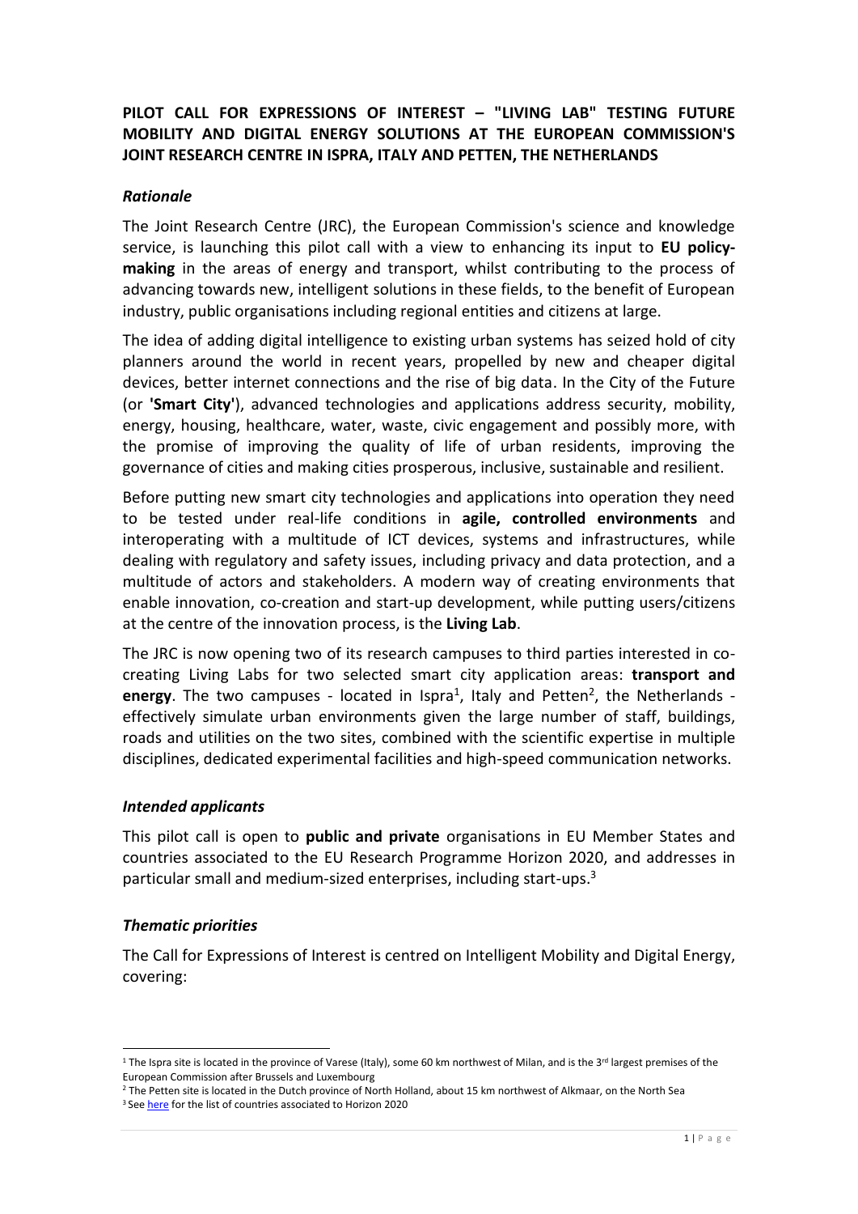# PILOT CALL FOR EXPRESSIONS OF INTEREST – "LIVING LAB" TESTING FUTURE MOBILITY AND DIGITAL ENERGY SOLUTIONS AT THE EUROPEAN COMMISSION'S JOINT RESEARCH CENTRE IN ISPRA, ITALY AND PETTEN, THE NETHERLANDS

## *Rationale*

The Joint Research Centre (JRC), the European Commission's science and knowledge service, is launching this pilot call with a view to enhancing its input to **EU policy-making** in the areas of energy and transport, whilst contributing to the process of advancing towards new, intelligent solutions in these fields, to the benefit of European industry, public organisations including regional entities and citizens at large.

The idea of adding digital intelligence to existing urban systems has seized hold of city planners around the world in recent years, propelled by new and cheaper digital devices, better internet connections and the rise of big data. In the City of the Future (or **'Smart City'**), advanced technologies and applications address security, mobility, energy, housing, healthcare, water, waste, civic engagement and possibly more, with the promise of improving the quality of life of urban residents, improving the governance of cities and making cities prosperous, inclusive, sustainable and resilient.

Before putting new smart city technologies and applications into operation they need to be tested under real-life conditions in **agile, controlled environments** and interoperating with a multitude of ICT devices, systems and infrastructures, while dealing with regulatory and safety issues, including privacy and data protection, and a multitude of actors and stakeholders. A modern way of creating environments that enable innovation, co-creation and start-up development, while putting users/citizens at the centre of the innovation process, is the **Living Lab**.

The JRC is now opening two of its research campuses to third parties interested in co-creating Living Labs for two selected smart city application areas: **transport and energy**. The two campuses - located in Ispra[1], Italy and Petten[2], the Netherlands - effectively simulate urban environments given the large number of staff, buildings, roads and utilities on the two sites, combined with the scientific expertise in multiple disciplines, dedicated experimental facilities and high-speed communication networks.

## *Intended applicants*

This pilot call is open to **public and private** organisations in EU Member States and countries associated to the EU Research Programme Horizon 2020, and addresses in particular small and medium-sized enterprises, including start-ups.[3]

## *Thematic priorities*

The Call for Expressions of Interest is centred on Intelligent Mobility and Digital Energy, covering:

---

[1] The Ispra site is located in the province of Varese (Italy), some 60 km northwest of Milan, and is the 3rd largest premises of the European Commission after Brussels and Luxembourg

[2] The Petten site is located in the Dutch province of North Holland, about 15 km northwest of Alkmaar, on the North Sea

[3] See here for the list of countries associated to Horizon 2020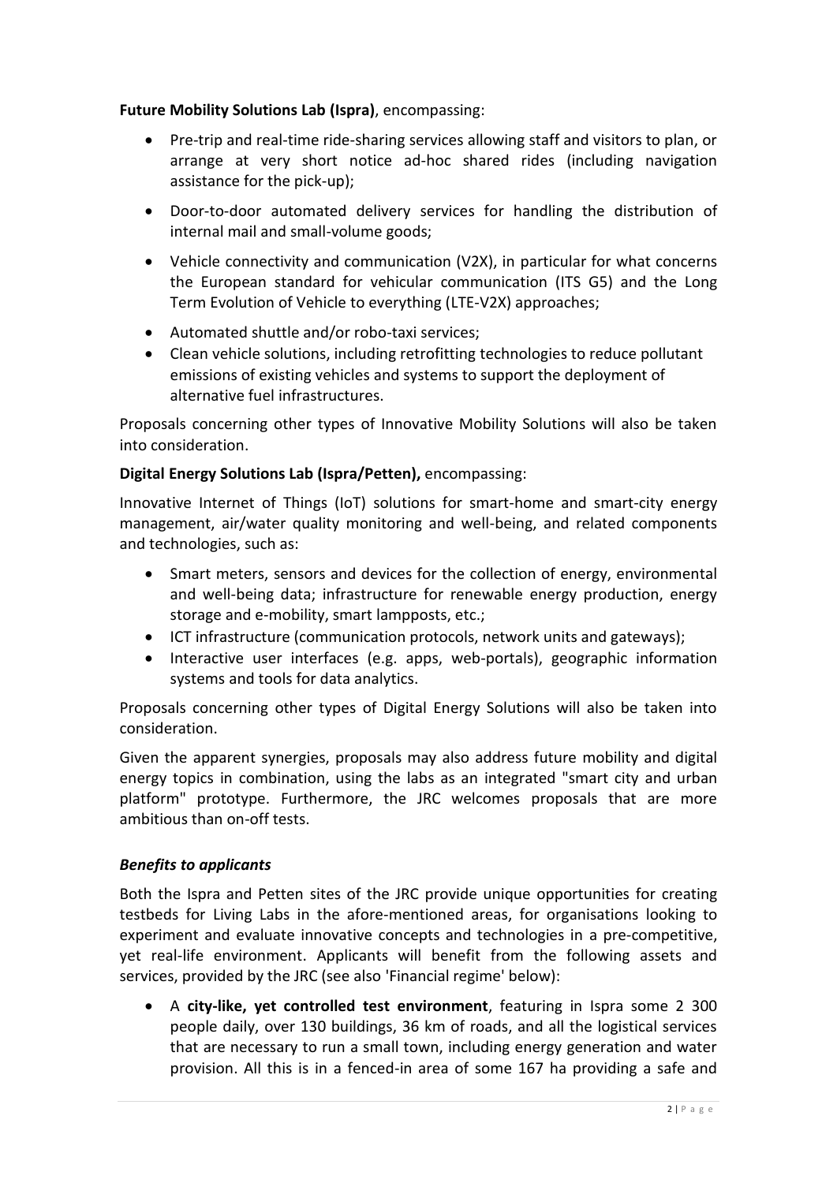**Future Mobility Solutions Lab (Ispra)**, encompassing:

- Pre-trip and real-time ride-sharing services allowing staff and visitors to plan, or arrange at very short notice ad-hoc shared rides (including navigation assistance for the pick-up);
- Door-to-door automated delivery services for handling the distribution of internal mail and small-volume goods;
- Vehicle connectivity and communication (V2X), in particular for what concerns the European standard for vehicular communication (ITS G5) and the Long Term Evolution of Vehicle to everything (LTE-V2X) approaches;
- Automated shuttle and/or robo-taxi services;
- Clean vehicle solutions, including retrofitting technologies to reduce pollutant emissions of existing vehicles and systems to support the deployment of alternative fuel infrastructures.

Proposals concerning other types of Innovative Mobility Solutions will also be taken into consideration.

**Digital Energy Solutions Lab (Ispra/Petten),** encompassing:

Innovative Internet of Things (IoT) solutions for smart-home and smart-city energy management, air/water quality monitoring and well-being, and related components and technologies, such as:

- Smart meters, sensors and devices for the collection of energy, environmental and well-being data; infrastructure for renewable energy production, energy storage and e-mobility, smart lampposts, etc.;
- ICT infrastructure (communication protocols, network units and gateways);
- Interactive user interfaces (e.g. apps, web-portals), geographic information systems and tools for data analytics.

Proposals concerning other types of Digital Energy Solutions will also be taken into consideration.

Given the apparent synergies, proposals may also address future mobility and digital energy topics in combination, using the labs as an integrated "smart city and urban platform" prototype. Furthermore, the JRC welcomes proposals that are more ambitious than on-off tests.

### *Benefits to applicants*

Both the Ispra and Petten sites of the JRC provide unique opportunities for creating testbeds for Living Labs in the afore-mentioned areas, for organisations looking to experiment and evaluate innovative concepts and technologies in a pre-competitive, yet real-life environment. Applicants will benefit from the following assets and services, provided by the JRC (see also 'Financial regime' below):

- A **city-like, yet controlled test environment**, featuring in Ispra some 2 300 people daily, over 130 buildings, 36 km of roads, and all the logistical services that are necessary to run a small town, including energy generation and water provision. All this is in a fenced-in area of some 167 ha providing a safe and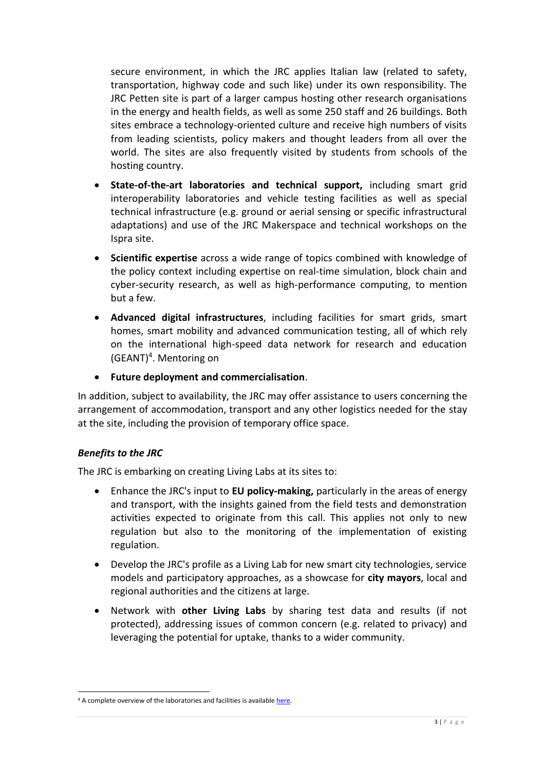secure environment, in which the JRC applies Italian law (related to safety, transportation, highway code and such like) under its own responsibility. The JRC Petten site is part of a larger campus hosting other research organisations in the energy and health fields, as well as some 250 staff and 26 buildings. Both sites embrace a technology-oriented culture and receive high numbers of visits from leading scientists, policy makers and thought leaders from all over the world. The sites are also frequently visited by students from schools of the hosting country.

- **State-of-the-art laboratories and technical support,** including smart grid interoperability laboratories and vehicle testing facilities as well as special technical infrastructure (e.g. ground or aerial sensing or specific infrastructural adaptations) and use of the JRC Makerspace and technical workshops on the Ispra site.
- **Scientific expertise** across a wide range of topics combined with knowledge of the policy context including expertise on real-time simulation, block chain and cyber-security research, as well as high-performance computing, to mention but a few.
- **Advanced digital infrastructures**, including facilities for smart grids, smart homes, smart mobility and advanced communication testing, all of which rely on the international high-speed data network for research and education (GEANT)[4]. Mentoring on
- **Future deployment and commercialisation**.

In addition, subject to availability, the JRC may offer assistance to users concerning the arrangement of accommodation, transport and any other logistics needed for the stay at the site, including the provision of temporary office space.

### *Benefits to the JRC*

The JRC is embarking on creating Living Labs at its sites to:

- Enhance the JRC's input to **EU policy-making,** particularly in the areas of energy and transport, with the insights gained from the field tests and demonstration activities expected to originate from this call. This applies not only to new regulation but also to the monitoring of the implementation of existing regulation.
- Develop the JRC's profile as a Living Lab for new smart city technologies, service models and participatory approaches, as a showcase for **city mayors**, local and regional authorities and the citizens at large.
- Network with **other Living Labs** by sharing test data and results (if not protected), addressing issues of common concern (e.g. related to privacy) and leveraging the potential for uptake, thanks to a wider community.

---

[4] A complete overview of the laboratories and facilities is available here.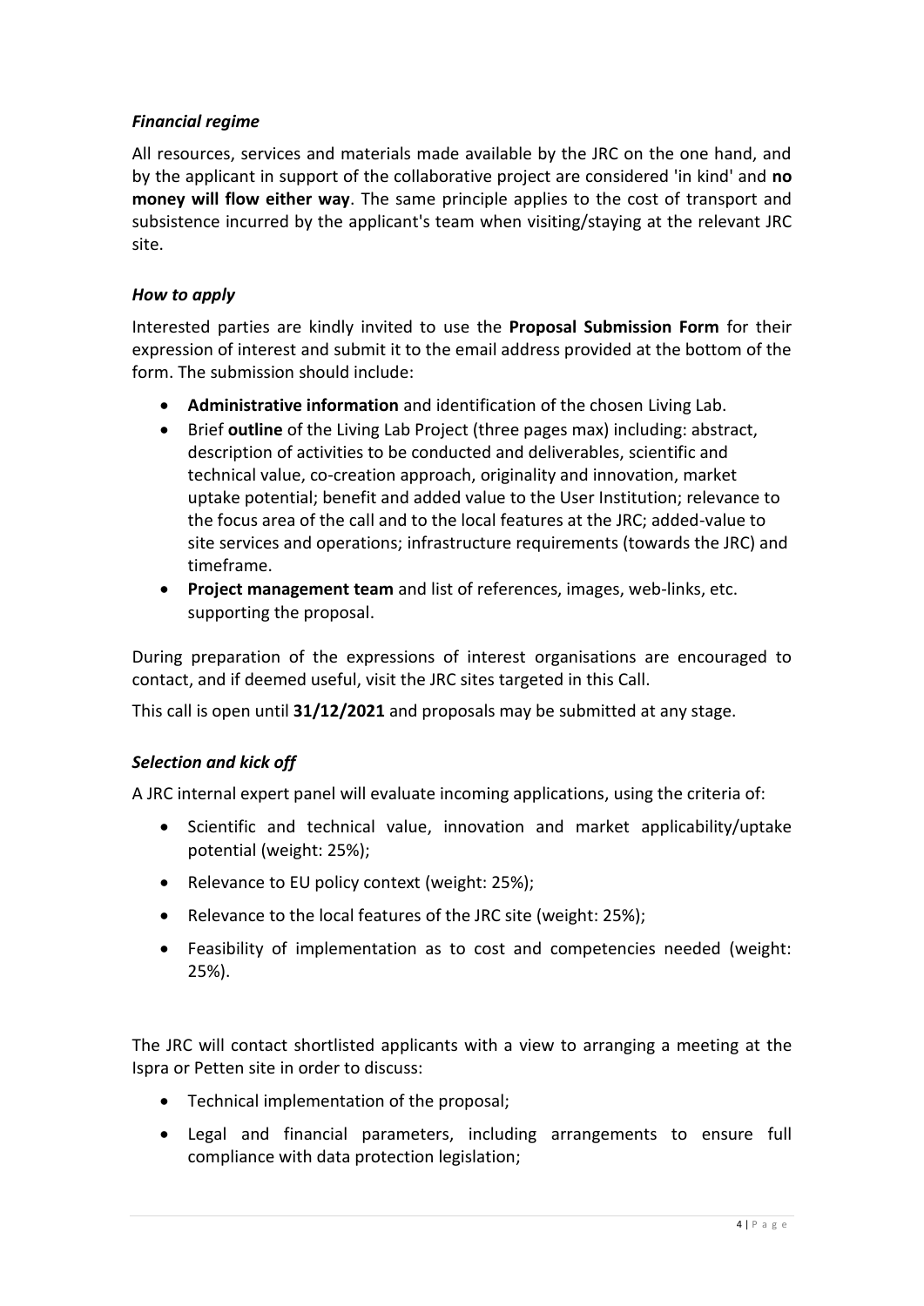### *Financial regime*

All resources, services and materials made available by the JRC on the one hand, and by the applicant in support of the collaborative project are considered 'in kind' and **no money will flow either way**. The same principle applies to the cost of transport and subsistence incurred by the applicant's team when visiting/staying at the relevant JRC site.

### *How to apply*

Interested parties are kindly invited to use the **Proposal Submission Form** for their expression of interest and submit it to the email address provided at the bottom of the form. The submission should include:

- **Administrative information** and identification of the chosen Living Lab.
- Brief **outline** of the Living Lab Project (three pages max) including: abstract, description of activities to be conducted and deliverables, scientific and technical value, co-creation approach, originality and innovation, market uptake potential; benefit and added value to the User Institution; relevance to the focus area of the call and to the local features at the JRC; added-value to site services and operations; infrastructure requirements (towards the JRC) and timeframe.
- **Project management team** and list of references, images, web-links, etc. supporting the proposal.

During preparation of the expressions of interest organisations are encouraged to contact, and if deemed useful, visit the JRC sites targeted in this Call.

This call is open until **31/12/2021** and proposals may be submitted at any stage.

### *Selection and kick off*

A JRC internal expert panel will evaluate incoming applications, using the criteria of:

- Scientific and technical value, innovation and market applicability/uptake potential (weight: 25%);
- Relevance to EU policy context (weight: 25%);
- Relevance to the local features of the JRC site (weight: 25%);
- Feasibility of implementation as to cost and competencies needed (weight: 25%).

The JRC will contact shortlisted applicants with a view to arranging a meeting at the Ispra or Petten site in order to discuss:

- Technical implementation of the proposal;
- Legal and financial parameters, including arrangements to ensure full compliance with data protection legislation;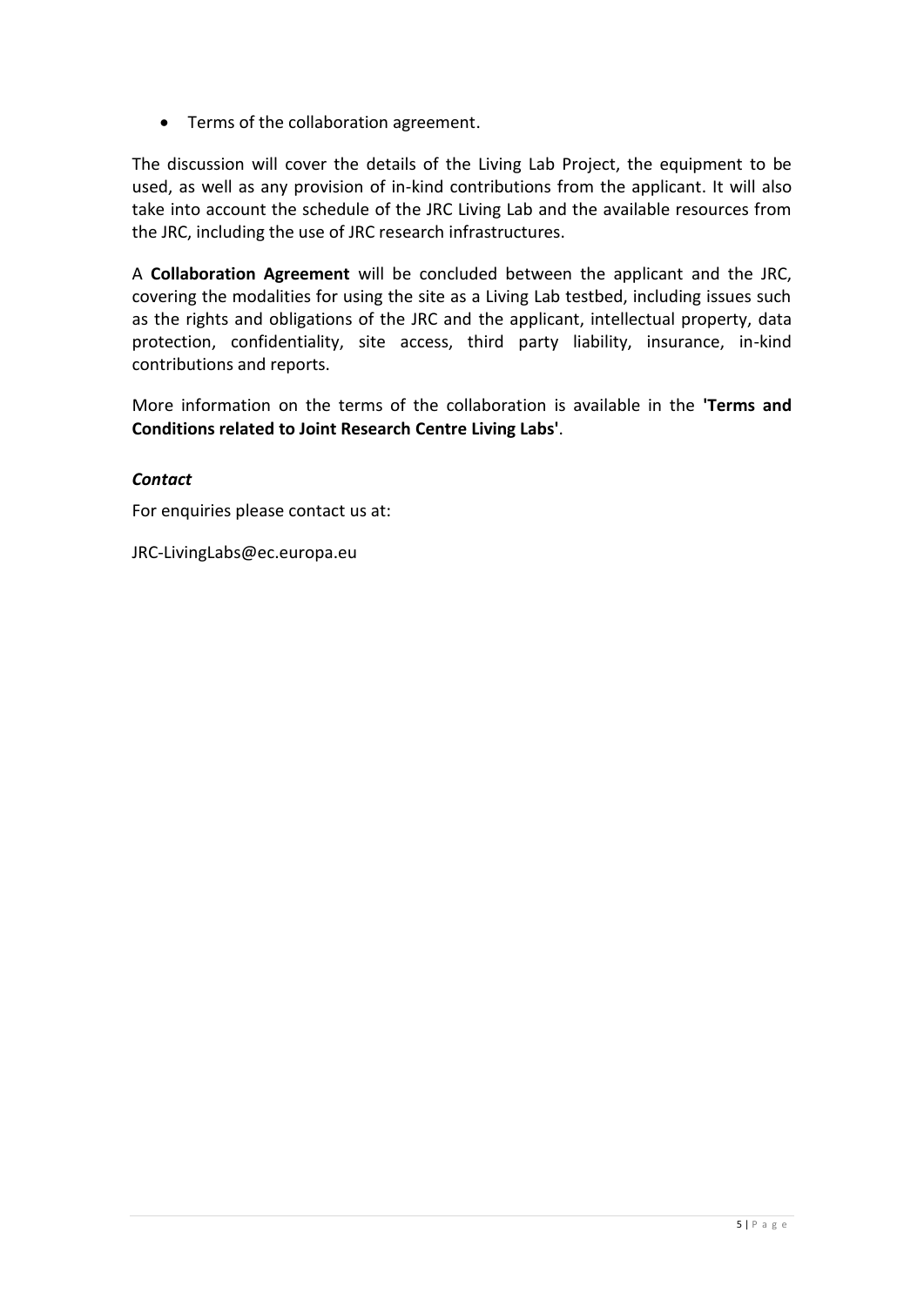- Terms of the collaboration agreement.

The discussion will cover the details of the Living Lab Project, the equipment to be used, as well as any provision of in-kind contributions from the applicant. It will also take into account the schedule of the JRC Living Lab and the available resources from the JRC, including the use of JRC research infrastructures.

A **Collaboration Agreement** will be concluded between the applicant and the JRC, covering the modalities for using the site as a Living Lab testbed, including issues such as the rights and obligations of the JRC and the applicant, intellectual property, data protection, confidentiality, site access, third party liability, insurance, in-kind contributions and reports.

More information on the terms of the collaboration is available in the **'Terms and Conditions related to Joint Research Centre Living Labs'**.

***Contact***

For enquiries please contact us at:

JRC-LivingLabs@ec.europa.eu